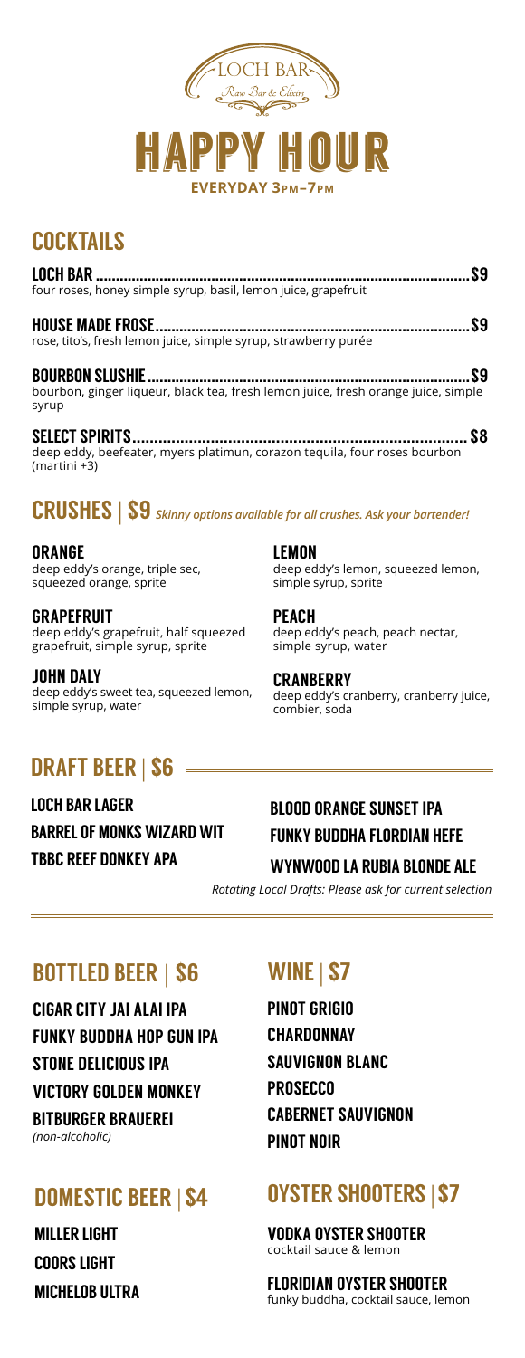LOCH BAR

Raw Bar & Elixirs

# HAPPY HOUR

**EVERYDAY 3PM–7PM**

## COCKTAILS

**LOCH BAR** ........................................ **$9**
four roses, honey simple syrup, basil, lemon juice, grapefruit

**HOUSE MADE FROSE** ........................................ **$9**
rose, tito's, fresh lemon juice, simple syrup, strawberry purée

**BOURBON SLUSHIE** ........................................ **$9**
bourbon, ginger liqueur, black tea, fresh lemon juice, fresh orange juice, simple syrup

**SELECT SPIRITS** ........................................ **$8**
deep eddy, beefeater, myers platimun, corazon tequila, four roses bourbon (martini +3)

## CRUSHES | $9 *Skinny options available for all crushes. Ask your bartender!*

**ORANGE**
deep eddy's orange, triple sec, squeezed orange, sprite

**GRAPEFRUIT**
deep eddy's grapefruit, half squeezed grapefruit, simple syrup, sprite

**JOHN DALY**
deep eddy's sweet tea, squeezed lemon, simple syrup, water

**LEMON**
deep eddy's lemon, squeezed lemon, simple syrup, sprite

**PEACH**
deep eddy's peach, peach nectar, simple syrup, water

**CRANBERRY**
deep eddy's cranberry, cranberry juice, combier, soda

## DRAFT BEER | $6

LOCH BAR LAGER
BARREL OF MONKS WIZARD WIT
TBBC REEF DONKEY APA
BLOOD ORANGE SUNSET IPA
FUNKY BUDDHA FLORDIAN HEFE
WYNWOOD LA RUBIA BLONDE ALE

*Rotating Local Drafts: Please ask for current selection*

## BOTTLED BEER | $6

CIGAR CITY JAI ALAI IPA
FUNKY BUDDHA HOP GUN IPA
STONE DELICIOUS IPA
VICTORY GOLDEN MONKEY
BITBURGER BRAUEREI *(non-alcoholic)*

## DOMESTIC BEER | $4

MILLER LIGHT
COORS LIGHT
MICHELOB ULTRA

## WINE | $7

PINOT GRIGIO
CHARDONNAY
SAUVIGNON BLANC
PROSECCO
CABERNET SAUVIGNON
PINOT NOIR

## OYSTER SHOOTERS | $7

**VODKA OYSTER SHOOTER**
cocktail sauce & lemon

**FLORIDIAN OYSTER SHOOTER**
funky buddha, cocktail sauce, lemon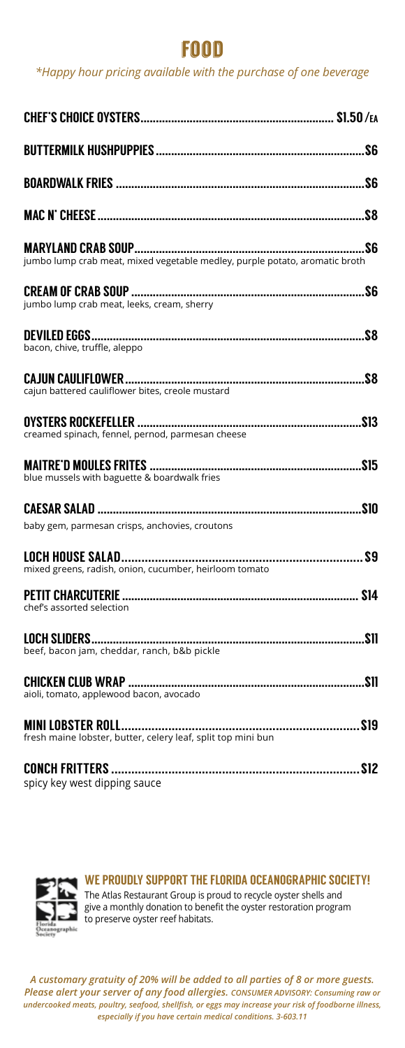# FOOD

*\*Happy hour pricing available with the purchase of one beverage*

**CHEF'S CHOICE OYSTERS** .............. $1.50/EA

**BUTTERMILK HUSHPUPPIES** .............. $6

**BOARDWALK FRIES** .............. $6

**MAC N' CHEESE** .............. $8

**MARYLAND CRAB SOUP** .............. $6
jumbo lump crab meat, mixed vegetable medley, purple potato, aromatic broth

**CREAM OF CRAB SOUP** .............. $6
jumbo lump crab meat, leeks, cream, sherry

**DEVILED EGGS** .............. $8
bacon, chive, truffle, aleppo

**CAJUN CAULIFLOWER** .............. $8
cajun battered cauliflower bites, creole mustard

**OYSTERS ROCKEFELLER** .............. $13
creamed spinach, fennel, pernod, parmesan cheese

**MAITRE'D MOULES FRITES** .............. $15
blue mussels with baguette & boardwalk fries

**CAESAR SALAD** .............. $10
baby gem, parmesan crisps, anchovies, croutons

**LOCH HOUSE SALAD** .............. $9
mixed greens, radish, onion, cucumber, heirloom tomato

**PETIT CHARCUTERIE** .............. $14
chef's assorted selection

**LOCH SLIDERS** .............. $11
beef, bacon jam, cheddar, ranch, b&b pickle

**CHICKEN CLUB WRAP** .............. $11
aioli, tomato, applewood bacon, avocado

**MINI LOBSTER ROLL** .............. $19
fresh maine lobster, butter, celery leaf, split top mini bun

**CONCH FRITTERS** .............. $12
spicy key west dipping sauce

**WE PROUDLY SUPPORT THE FLORIDA OCEANOGRAPHIC SOCIETY!**

The Atlas Restaurant Group is proud to recycle oyster shells and give a monthly donation to benefit the oyster restoration program to preserve oyster reef habitats.

Florida Oceanographic Society

***A customary gratuity of 20% will be added to all parties of 8 or more guests. Please alert your server of any food allergies.*** *CONSUMER ADVISORY: Consuming raw or undercooked meats, poultry, seafood, shellfish, or eggs may increase your risk of foodborne illness, especially if you have certain medical conditions. 3-603.11*